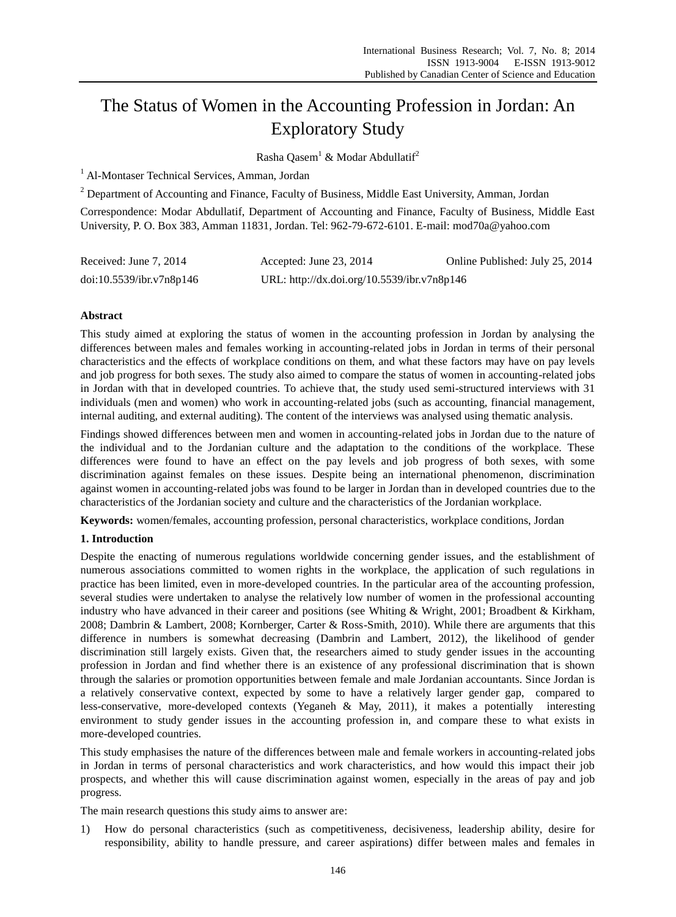# The Status of Women in the Accounting Profession in Jordan: An Exploratory Study

Rasha Qasem[1] & Modar Abdullatif[2]

[1] Al-Montaser Technical Services, Amman, Jordan

[2] Department of Accounting and Finance, Faculty of Business, Middle East University, Amman, Jordan

Correspondence: Modar Abdullatif, Department of Accounting and Finance, Faculty of Business, Middle East University, P. O. Box 383, Amman 11831, Jordan. Tel: 962-79-672-6101. E-mail: mod70a@yahoo.com

Received: June 7, 2014 Accepted: June 23, 2014 Online Published: July 25, 2014

doi:10.5539/ibr.v7n8p146 URL: http://dx.doi.org/10.5539/ibr.v7n8p146

**Abstract**

This study aimed at exploring the status of women in the accounting profession in Jordan by analysing the differences between males and females working in accounting-related jobs in Jordan in terms of their personal characteristics and the effects of workplace conditions on them, and what these factors may have on pay levels and job progress for both sexes. The study also aimed to compare the status of women in accounting-related jobs in Jordan with that in developed countries. To achieve that, the study used semi-structured interviews with 31 individuals (men and women) who work in accounting-related jobs (such as accounting, financial management, internal auditing, and external auditing). The content of the interviews was analysed using thematic analysis.

Findings showed differences between men and women in accounting-related jobs in Jordan due to the nature of the individual and to the Jordanian culture and the adaptation to the conditions of the workplace. These differences were found to have an effect on the pay levels and job progress of both sexes, with some discrimination against females on these issues. Despite being an international phenomenon, discrimination against women in accounting-related jobs was found to be larger in Jordan than in developed countries due to the characteristics of the Jordanian society and culture and the characteristics of the Jordanian workplace.

**Keywords:** women/females, accounting profession, personal characteristics, workplace conditions, Jordan

## 1. Introduction

Despite the enacting of numerous regulations worldwide concerning gender issues, and the establishment of numerous associations committed to women rights in the workplace, the application of such regulations in practice has been limited, even in more-developed countries. In the particular area of the accounting profession, several studies were undertaken to analyse the relatively low number of women in the professional accounting industry who have advanced in their career and positions (see Whiting & Wright, 2001; Broadbent & Kirkham, 2008; Dambrin & Lambert, 2008; Kornberger, Carter & Ross-Smith, 2010). While there are arguments that this difference in numbers is somewhat decreasing (Dambrin and Lambert, 2012), the likelihood of gender discrimination still largely exists. Given that, the researchers aimed to study gender issues in the accounting profession in Jordan and find whether there is an existence of any professional discrimination that is shown through the salaries or promotion opportunities between female and male Jordanian accountants. Since Jordan is a relatively conservative context, expected by some to have a relatively larger gender gap, compared to less-conservative, more-developed contexts (Yeganeh & May, 2011), it makes a potentially interesting environment to study gender issues in the accounting profession in, and compare these to what exists in more-developed countries.

This study emphasises the nature of the differences between male and female workers in accounting-related jobs in Jordan in terms of personal characteristics and work characteristics, and how would this impact their job prospects, and whether this will cause discrimination against women, especially in the areas of pay and job progress.

The main research questions this study aims to answer are:

1) How do personal characteristics (such as competitiveness, decisiveness, leadership ability, desire for responsibility, ability to handle pressure, and career aspirations) differ between males and females in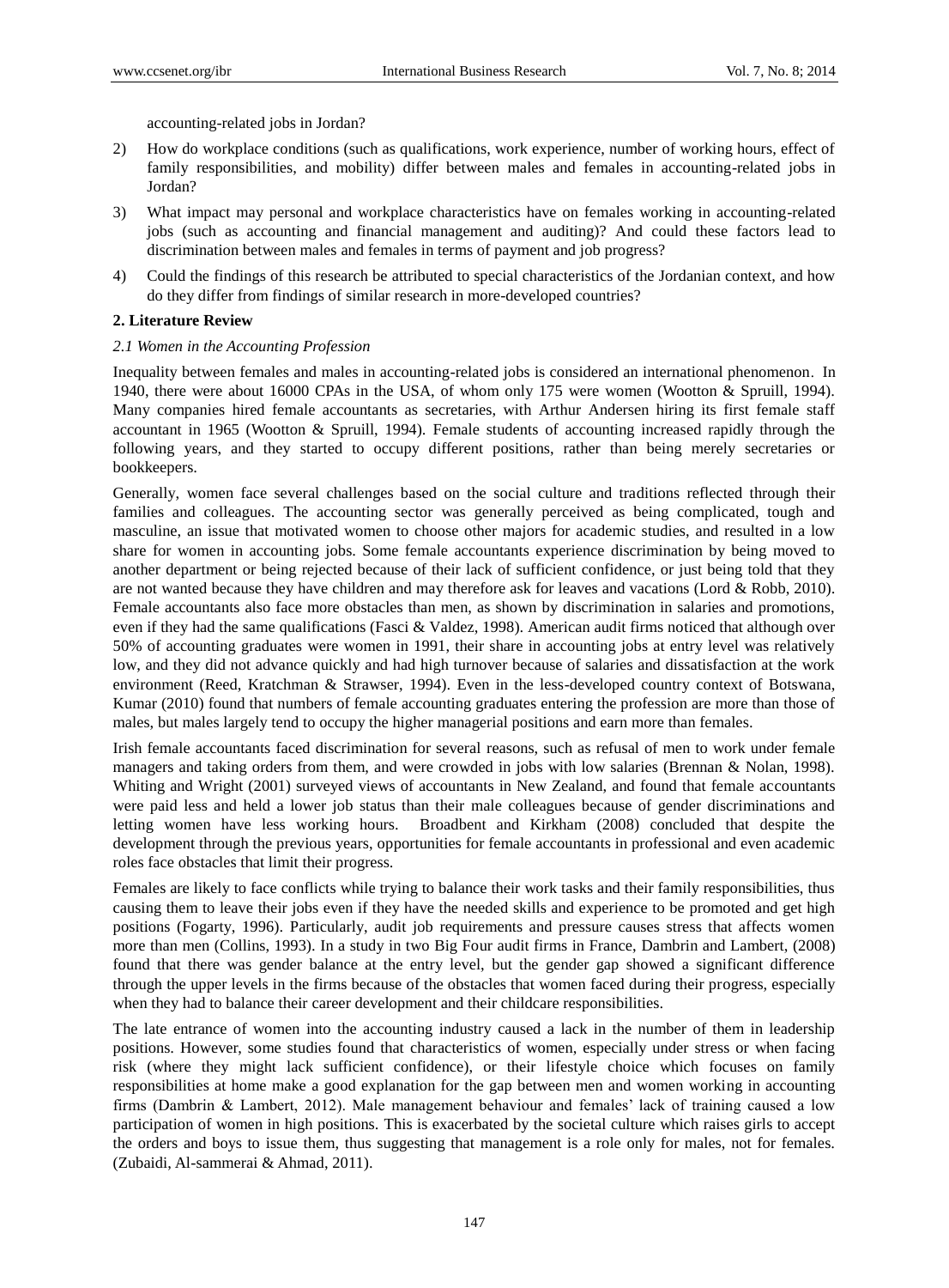accounting-related jobs in Jordan?

2) How do workplace conditions (such as qualifications, work experience, number of working hours, effect of family responsibilities, and mobility) differ between males and females in accounting-related jobs in Jordan?
3) What impact may personal and workplace characteristics have on females working in accounting-related jobs (such as accounting and financial management and auditing)? And could these factors lead to discrimination between males and females in terms of payment and job progress?
4) Could the findings of this research be attributed to special characteristics of the Jordanian context, and how do they differ from findings of similar research in more-developed countries?

## 2. Literature Review

### *2.1 Women in the Accounting Profession*

Inequality between females and males in accounting-related jobs is considered an international phenomenon. In 1940, there were about 16000 CPAs in the USA, of whom only 175 were women (Wootton & Spruill, 1994). Many companies hired female accountants as secretaries, with Arthur Andersen hiring its first female staff accountant in 1965 (Wootton & Spruill, 1994). Female students of accounting increased rapidly through the following years, and they started to occupy different positions, rather than being merely secretaries or bookkeepers.

Generally, women face several challenges based on the social culture and traditions reflected through their families and colleagues. The accounting sector was generally perceived as being complicated, tough and masculine, an issue that motivated women to choose other majors for academic studies, and resulted in a low share for women in accounting jobs. Some female accountants experience discrimination by being moved to another department or being rejected because of their lack of sufficient confidence, or just being told that they are not wanted because they have children and may therefore ask for leaves and vacations (Lord & Robb, 2010). Female accountants also face more obstacles than men, as shown by discrimination in salaries and promotions, even if they had the same qualifications (Fasci & Valdez, 1998). American audit firms noticed that although over 50% of accounting graduates were women in 1991, their share in accounting jobs at entry level was relatively low, and they did not advance quickly and had high turnover because of salaries and dissatisfaction at the work environment (Reed, Kratchman & Strawser, 1994). Even in the less-developed country context of Botswana, Kumar (2010) found that numbers of female accounting graduates entering the profession are more than those of males, but males largely tend to occupy the higher managerial positions and earn more than females.

Irish female accountants faced discrimination for several reasons, such as refusal of men to work under female managers and taking orders from them, and were crowded in jobs with low salaries (Brennan & Nolan, 1998). Whiting and Wright (2001) surveyed views of accountants in New Zealand, and found that female accountants were paid less and held a lower job status than their male colleagues because of gender discriminations and letting women have less working hours. Broadbent and Kirkham (2008) concluded that despite the development through the previous years, opportunities for female accountants in professional and even academic roles face obstacles that limit their progress.

Females are likely to face conflicts while trying to balance their work tasks and their family responsibilities, thus causing them to leave their jobs even if they have the needed skills and experience to be promoted and get high positions (Fogarty, 1996). Particularly, audit job requirements and pressure causes stress that affects women more than men (Collins, 1993). In a study in two Big Four audit firms in France, Dambrin and Lambert, (2008) found that there was gender balance at the entry level, but the gender gap showed a significant difference through the upper levels in the firms because of the obstacles that women faced during their progress, especially when they had to balance their career development and their childcare responsibilities.

The late entrance of women into the accounting industry caused a lack in the number of them in leadership positions. However, some studies found that characteristics of women, especially under stress or when facing risk (where they might lack sufficient confidence), or their lifestyle choice which focuses on family responsibilities at home make a good explanation for the gap between men and women working in accounting firms (Dambrin & Lambert, 2012). Male management behaviour and females' lack of training caused a low participation of women in high positions. This is exacerbated by the societal culture which raises girls to accept the orders and boys to issue them, thus suggesting that management is a role only for males, not for females. (Zubaidi, Al-sammerai & Ahmad, 2011).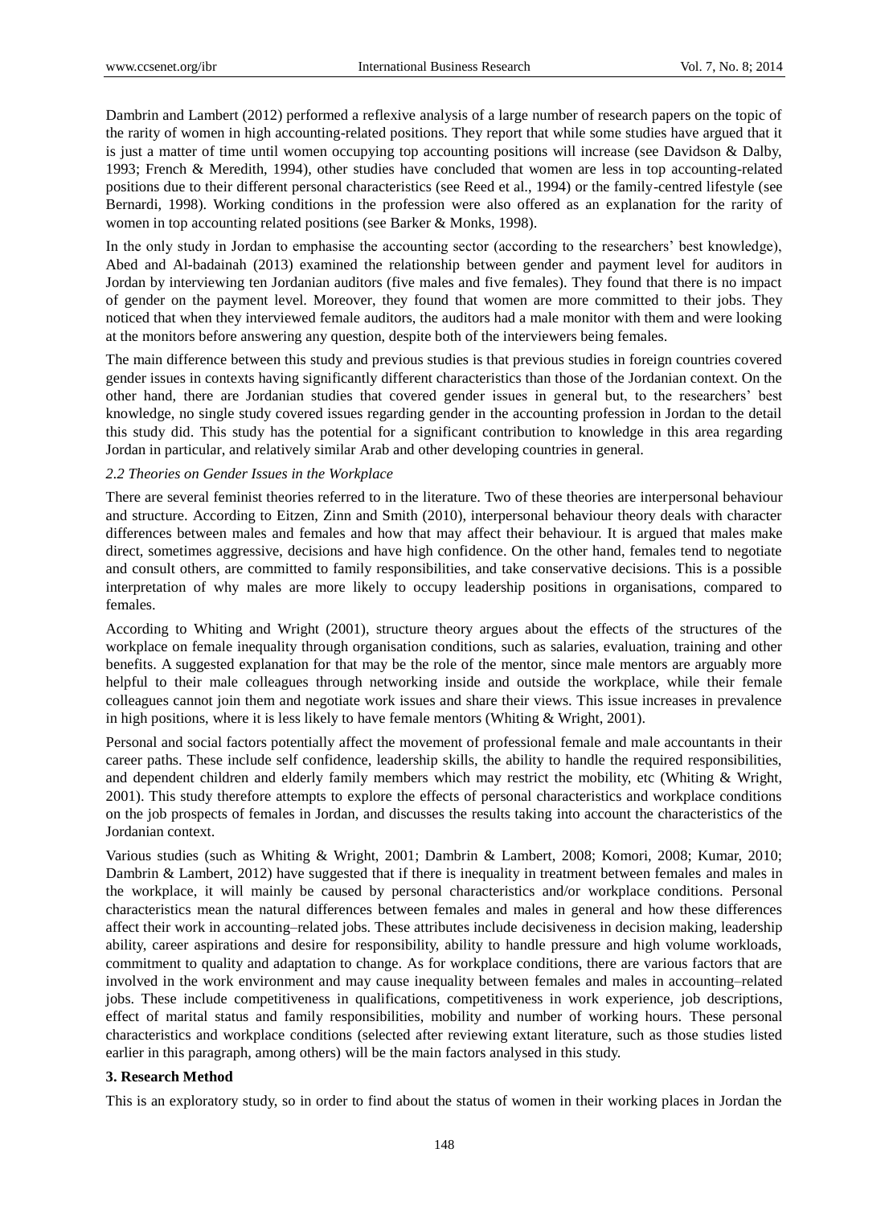Dambrin and Lambert (2012) performed a reflexive analysis of a large number of research papers on the topic of the rarity of women in high accounting-related positions. They report that while some studies have argued that it is just a matter of time until women occupying top accounting positions will increase (see Davidson & Dalby, 1993; French & Meredith, 1994), other studies have concluded that women are less in top accounting-related positions due to their different personal characteristics (see Reed et al., 1994) or the family-centred lifestyle (see Bernardi, 1998). Working conditions in the profession were also offered as an explanation for the rarity of women in top accounting related positions (see Barker & Monks, 1998).

In the only study in Jordan to emphasise the accounting sector (according to the researchers' best knowledge), Abed and Al-badainah (2013) examined the relationship between gender and payment level for auditors in Jordan by interviewing ten Jordanian auditors (five males and five females). They found that there is no impact of gender on the payment level. Moreover, they found that women are more committed to their jobs. They noticed that when they interviewed female auditors, the auditors had a male monitor with them and were looking at the monitors before answering any question, despite both of the interviewers being females.

The main difference between this study and previous studies is that previous studies in foreign countries covered gender issues in contexts having significantly different characteristics than those of the Jordanian context. On the other hand, there are Jordanian studies that covered gender issues in general but, to the researchers' best knowledge, no single study covered issues regarding gender in the accounting profession in Jordan to the detail this study did. This study has the potential for a significant contribution to knowledge in this area regarding Jordan in particular, and relatively similar Arab and other developing countries in general.

### *2.2 Theories on Gender Issues in the Workplace*

There are several feminist theories referred to in the literature. Two of these theories are interpersonal behaviour and structure. According to Eitzen, Zinn and Smith (2010), interpersonal behaviour theory deals with character differences between males and females and how that may affect their behaviour. It is argued that males make direct, sometimes aggressive, decisions and have high confidence. On the other hand, females tend to negotiate and consult others, are committed to family responsibilities, and take conservative decisions. This is a possible interpretation of why males are more likely to occupy leadership positions in organisations, compared to females.

According to Whiting and Wright (2001), structure theory argues about the effects of the structures of the workplace on female inequality through organisation conditions, such as salaries, evaluation, training and other benefits. A suggested explanation for that may be the role of the mentor, since male mentors are arguably more helpful to their male colleagues through networking inside and outside the workplace, while their female colleagues cannot join them and negotiate work issues and share their views. This issue increases in prevalence in high positions, where it is less likely to have female mentors (Whiting & Wright, 2001).

Personal and social factors potentially affect the movement of professional female and male accountants in their career paths. These include self confidence, leadership skills, the ability to handle the required responsibilities, and dependent children and elderly family members which may restrict the mobility, etc (Whiting & Wright, 2001). This study therefore attempts to explore the effects of personal characteristics and workplace conditions on the job prospects of females in Jordan, and discusses the results taking into account the characteristics of the Jordanian context.

Various studies (such as Whiting & Wright, 2001; Dambrin & Lambert, 2008; Komori, 2008; Kumar, 2010; Dambrin & Lambert, 2012) have suggested that if there is inequality in treatment between females and males in the workplace, it will mainly be caused by personal characteristics and/or workplace conditions. Personal characteristics mean the natural differences between females and males in general and how these differences affect their work in accounting–related jobs. These attributes include decisiveness in decision making, leadership ability, career aspirations and desire for responsibility, ability to handle pressure and high volume workloads, commitment to quality and adaptation to change. As for workplace conditions, there are various factors that are involved in the work environment and may cause inequality between females and males in accounting–related jobs. These include competitiveness in qualifications, competitiveness in work experience, job descriptions, effect of marital status and family responsibilities, mobility and number of working hours. These personal characteristics and workplace conditions (selected after reviewing extant literature, such as those studies listed earlier in this paragraph, among others) will be the main factors analysed in this study.

## **3. Research Method**

This is an exploratory study, so in order to find about the status of women in their working places in Jordan the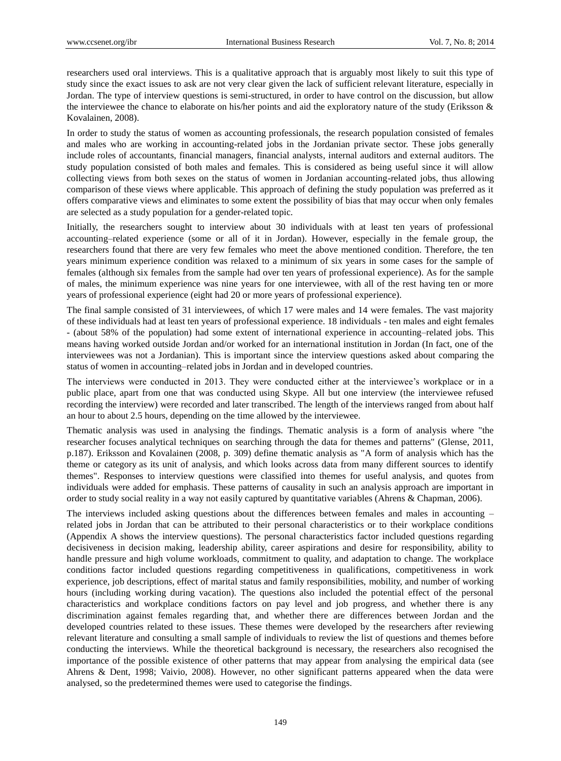researchers used oral interviews. This is a qualitative approach that is arguably most likely to suit this type of study since the exact issues to ask are not very clear given the lack of sufficient relevant literature, especially in Jordan. The type of interview questions is semi-structured, in order to have control on the discussion, but allow the interviewee the chance to elaborate on his/her points and aid the exploratory nature of the study (Eriksson & Kovalainen, 2008).

In order to study the status of women as accounting professionals, the research population consisted of females and males who are working in accounting-related jobs in the Jordanian private sector. These jobs generally include roles of accountants, financial managers, financial analysts, internal auditors and external auditors. The study population consisted of both males and females. This is considered as being useful since it will allow collecting views from both sexes on the status of women in Jordanian accounting-related jobs, thus allowing comparison of these views where applicable. This approach of defining the study population was preferred as it offers comparative views and eliminates to some extent the possibility of bias that may occur when only females are selected as a study population for a gender-related topic.

Initially, the researchers sought to interview about 30 individuals with at least ten years of professional accounting–related experience (some or all of it in Jordan). However, especially in the female group, the researchers found that there are very few females who meet the above mentioned condition. Therefore, the ten years minimum experience condition was relaxed to a minimum of six years in some cases for the sample of females (although six females from the sample had over ten years of professional experience). As for the sample of males, the minimum experience was nine years for one interviewee, with all of the rest having ten or more years of professional experience (eight had 20 or more years of professional experience).

The final sample consisted of 31 interviewees, of which 17 were males and 14 were females. The vast majority of these individuals had at least ten years of professional experience. 18 individuals - ten males and eight females - (about 58% of the population) had some extent of international experience in accounting–related jobs. This means having worked outside Jordan and/or worked for an international institution in Jordan (In fact, one of the interviewees was not a Jordanian). This is important since the interview questions asked about comparing the status of women in accounting–related jobs in Jordan and in developed countries.

The interviews were conducted in 2013. They were conducted either at the interviewee's workplace or in a public place, apart from one that was conducted using Skype. All but one interview (the interviewee refused recording the interview) were recorded and later transcribed. The length of the interviews ranged from about half an hour to about 2.5 hours, depending on the time allowed by the interviewee.

Thematic analysis was used in analysing the findings. Thematic analysis is a form of analysis where "the researcher focuses analytical techniques on searching through the data for themes and patterns" (Glense, 2011, p.187). Eriksson and Kovalainen (2008, p. 309) define thematic analysis as "A form of analysis which has the theme or category as its unit of analysis, and which looks across data from many different sources to identify themes". Responses to interview questions were classified into themes for useful analysis, and quotes from individuals were added for emphasis. These patterns of causality in such an analysis approach are important in order to study social reality in a way not easily captured by quantitative variables (Ahrens & Chapman, 2006).

The interviews included asking questions about the differences between females and males in accounting – related jobs in Jordan that can be attributed to their personal characteristics or to their workplace conditions (Appendix A shows the interview questions). The personal characteristics factor included questions regarding decisiveness in decision making, leadership ability, career aspirations and desire for responsibility, ability to handle pressure and high volume workloads, commitment to quality, and adaptation to change. The workplace conditions factor included questions regarding competitiveness in qualifications, competitiveness in work experience, job descriptions, effect of marital status and family responsibilities, mobility, and number of working hours (including working during vacation). The questions also included the potential effect of the personal characteristics and workplace conditions factors on pay level and job progress, and whether there is any discrimination against females regarding that, and whether there are differences between Jordan and the developed countries related to these issues. These themes were developed by the researchers after reviewing relevant literature and consulting a small sample of individuals to review the list of questions and themes before conducting the interviews. While the theoretical background is necessary, the researchers also recognised the importance of the possible existence of other patterns that may appear from analysing the empirical data (see Ahrens & Dent, 1998; Vaivio, 2008). However, no other significant patterns appeared when the data were analysed, so the predetermined themes were used to categorise the findings.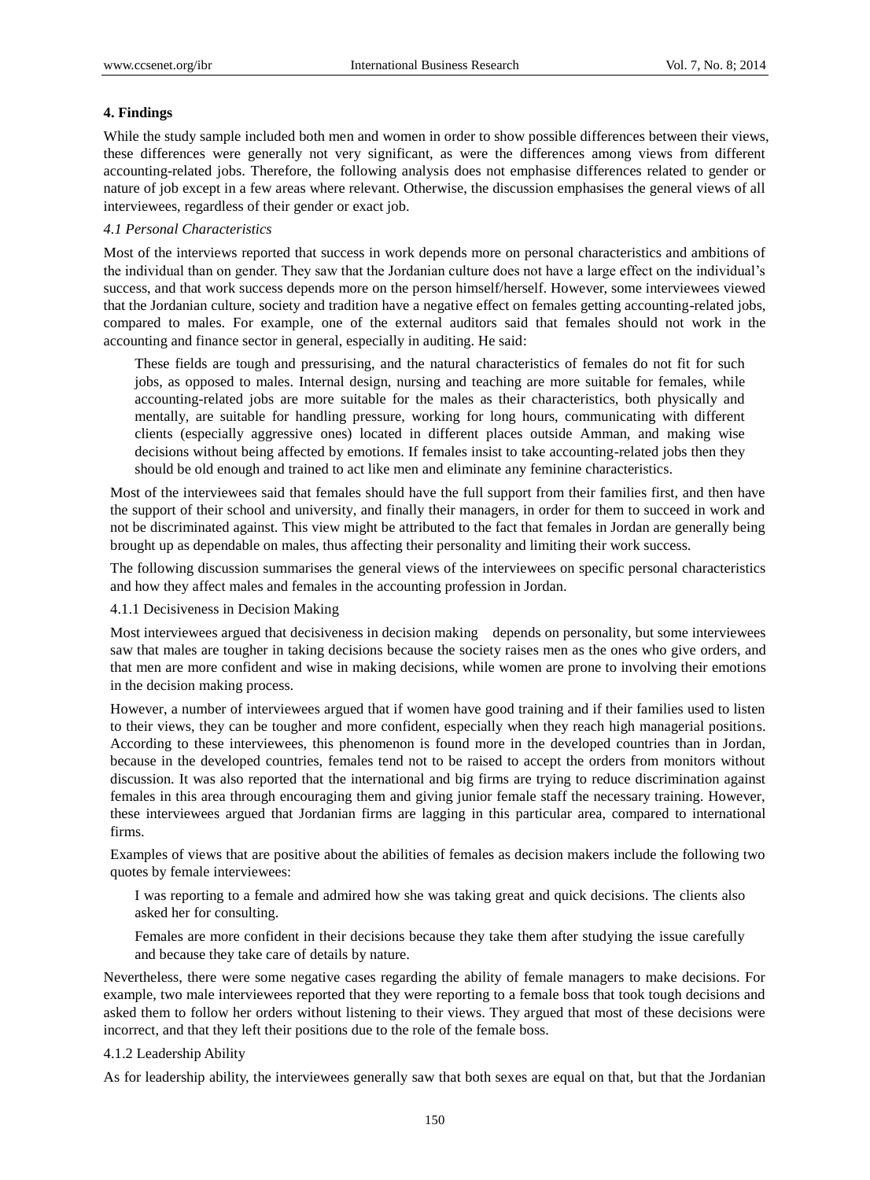## 4. Findings

While the study sample included both men and women in order to show possible differences between their views, these differences were generally not very significant, as were the differences among views from different accounting-related jobs. Therefore, the following analysis does not emphasise differences related to gender or nature of job except in a few areas where relevant. Otherwise, the discussion emphasises the general views of all interviewees, regardless of their gender or exact job.

### *4.1 Personal Characteristics*

Most of the interviews reported that success in work depends more on personal characteristics and ambitions of the individual than on gender. They saw that the Jordanian culture does not have a large effect on the individual's success, and that work success depends more on the person himself/herself. However, some interviewees viewed that the Jordanian culture, society and tradition have a negative effect on females getting accounting-related jobs, compared to males. For example, one of the external auditors said that females should not work in the accounting and finance sector in general, especially in auditing. He said:

> These fields are tough and pressurising, and the natural characteristics of females do not fit for such jobs, as opposed to males. Internal design, nursing and teaching are more suitable for females, while accounting-related jobs are more suitable for the males as their characteristics, both physically and mentally, are suitable for handling pressure, working for long hours, communicating with different clients (especially aggressive ones) located in different places outside Amman, and making wise decisions without being affected by emotions. If females insist to take accounting-related jobs then they should be old enough and trained to act like men and eliminate any feminine characteristics.

Most of the interviewees said that females should have the full support from their families first, and then have the support of their school and university, and finally their managers, in order for them to succeed in work and not be discriminated against. This view might be attributed to the fact that females in Jordan are generally being brought up as dependable on males, thus affecting their personality and limiting their work success.

The following discussion summarises the general views of the interviewees on specific personal characteristics and how they affect males and females in the accounting profession in Jordan.

#### 4.1.1 Decisiveness in Decision Making

Most interviewees argued that decisiveness in decision making depends on personality, but some interviewees saw that males are tougher in taking decisions because the society raises men as the ones who give orders, and that men are more confident and wise in making decisions, while women are prone to involving their emotions in the decision making process.

However, a number of interviewees argued that if women have good training and if their families used to listen to their views, they can be tougher and more confident, especially when they reach high managerial positions. According to these interviewees, this phenomenon is found more in the developed countries than in Jordan, because in the developed countries, females tend not to be raised to accept the orders from monitors without discussion. It was also reported that the international and big firms are trying to reduce discrimination against females in this area through encouraging them and giving junior female staff the necessary training. However, these interviewees argued that Jordanian firms are lagging in this particular area, compared to international firms.

Examples of views that are positive about the abilities of females as decision makers include the following two quotes by female interviewees:

> I was reporting to a female and admired how she was taking great and quick decisions. The clients also asked her for consulting.
>
> Females are more confident in their decisions because they take them after studying the issue carefully and because they take care of details by nature.

Nevertheless, there were some negative cases regarding the ability of female managers to make decisions. For example, two male interviewees reported that they were reporting to a female boss that took tough decisions and asked them to follow her orders without listening to their views. They argued that most of these decisions were incorrect, and that they left their positions due to the role of the female boss.

#### 4.1.2 Leadership Ability

As for leadership ability, the interviewees generally saw that both sexes are equal on that, but that the Jordanian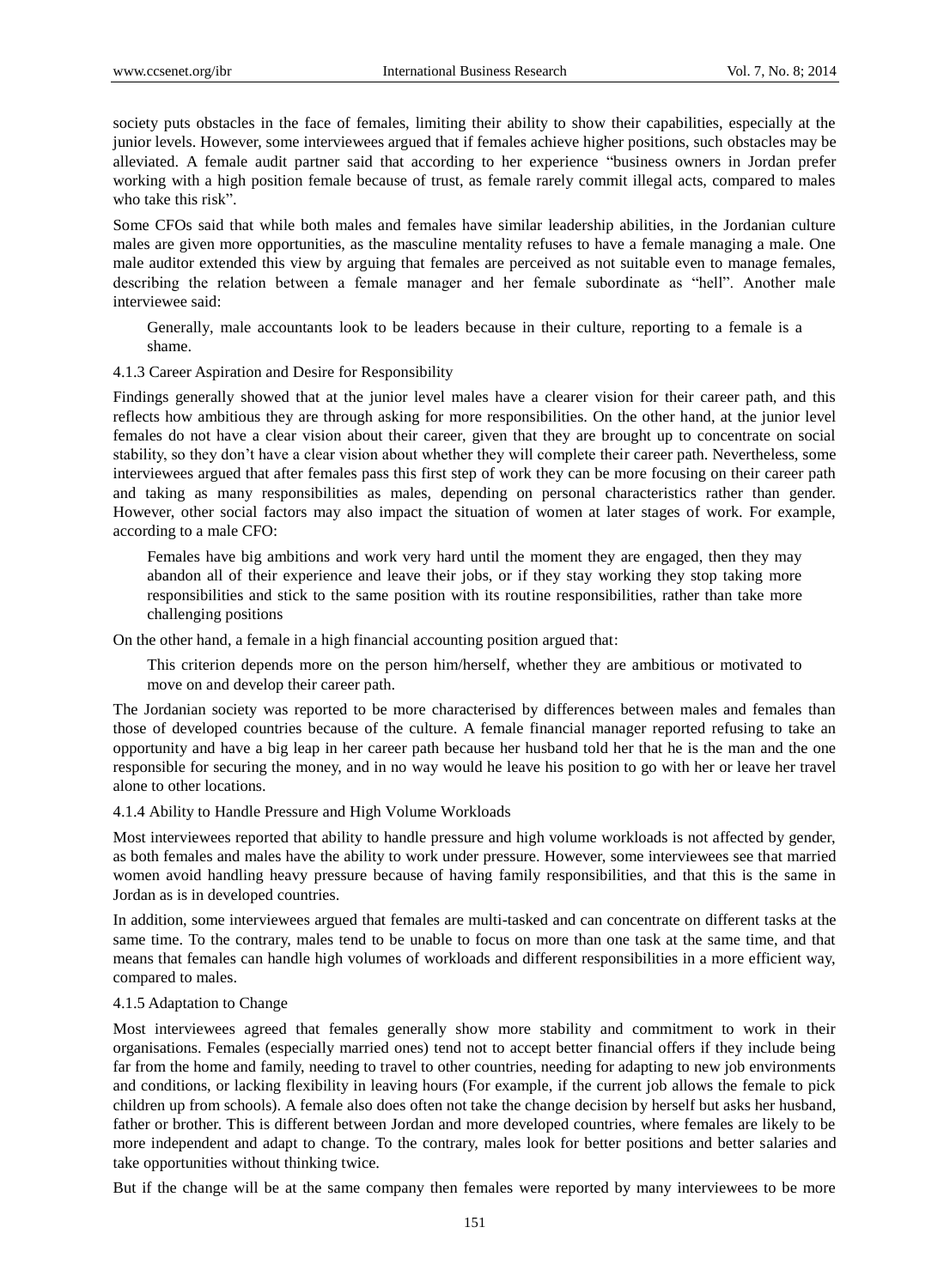society puts obstacles in the face of females, limiting their ability to show their capabilities, especially at the junior levels. However, some interviewees argued that if females achieve higher positions, such obstacles may be alleviated. A female audit partner said that according to her experience "business owners in Jordan prefer working with a high position female because of trust, as female rarely commit illegal acts, compared to males who take this risk".

Some CFOs said that while both males and females have similar leadership abilities, in the Jordanian culture males are given more opportunities, as the masculine mentality refuses to have a female managing a male. One male auditor extended this view by arguing that females are perceived as not suitable even to manage females, describing the relation between a female manager and her female subordinate as "hell". Another male interviewee said:

> Generally, male accountants look to be leaders because in their culture, reporting to a female is a shame.

#### 4.1.3 Career Aspiration and Desire for Responsibility

Findings generally showed that at the junior level males have a clearer vision for their career path, and this reflects how ambitious they are through asking for more responsibilities. On the other hand, at the junior level females do not have a clear vision about their career, given that they are brought up to concentrate on social stability, so they don't have a clear vision about whether they will complete their career path. Nevertheless, some interviewees argued that after females pass this first step of work they can be more focusing on their career path and taking as many responsibilities as males, depending on personal characteristics rather than gender. However, other social factors may also impact the situation of women at later stages of work. For example, according to a male CFO:

> Females have big ambitions and work very hard until the moment they are engaged, then they may abandon all of their experience and leave their jobs, or if they stay working they stop taking more responsibilities and stick to the same position with its routine responsibilities, rather than take more challenging positions

On the other hand, a female in a high financial accounting position argued that:

> This criterion depends more on the person him/herself, whether they are ambitious or motivated to move on and develop their career path.

The Jordanian society was reported to be more characterised by differences between males and females than those of developed countries because of the culture. A female financial manager reported refusing to take an opportunity and have a big leap in her career path because her husband told her that he is the man and the one responsible for securing the money, and in no way would he leave his position to go with her or leave her travel alone to other locations.

#### 4.1.4 Ability to Handle Pressure and High Volume Workloads

Most interviewees reported that ability to handle pressure and high volume workloads is not affected by gender, as both females and males have the ability to work under pressure. However, some interviewees see that married women avoid handling heavy pressure because of having family responsibilities, and that this is the same in Jordan as is in developed countries.

In addition, some interviewees argued that females are multi-tasked and can concentrate on different tasks at the same time. To the contrary, males tend to be unable to focus on more than one task at the same time, and that means that females can handle high volumes of workloads and different responsibilities in a more efficient way, compared to males.

#### 4.1.5 Adaptation to Change

Most interviewees agreed that females generally show more stability and commitment to work in their organisations. Females (especially married ones) tend not to accept better financial offers if they include being far from the home and family, needing to travel to other countries, needing for adapting to new job environments and conditions, or lacking flexibility in leaving hours (For example, if the current job allows the female to pick children up from schools). A female also does often not take the change decision by herself but asks her husband, father or brother. This is different between Jordan and more developed countries, where females are likely to be more independent and adapt to change. To the contrary, males look for better positions and better salaries and take opportunities without thinking twice.

But if the change will be at the same company then females were reported by many interviewees to be more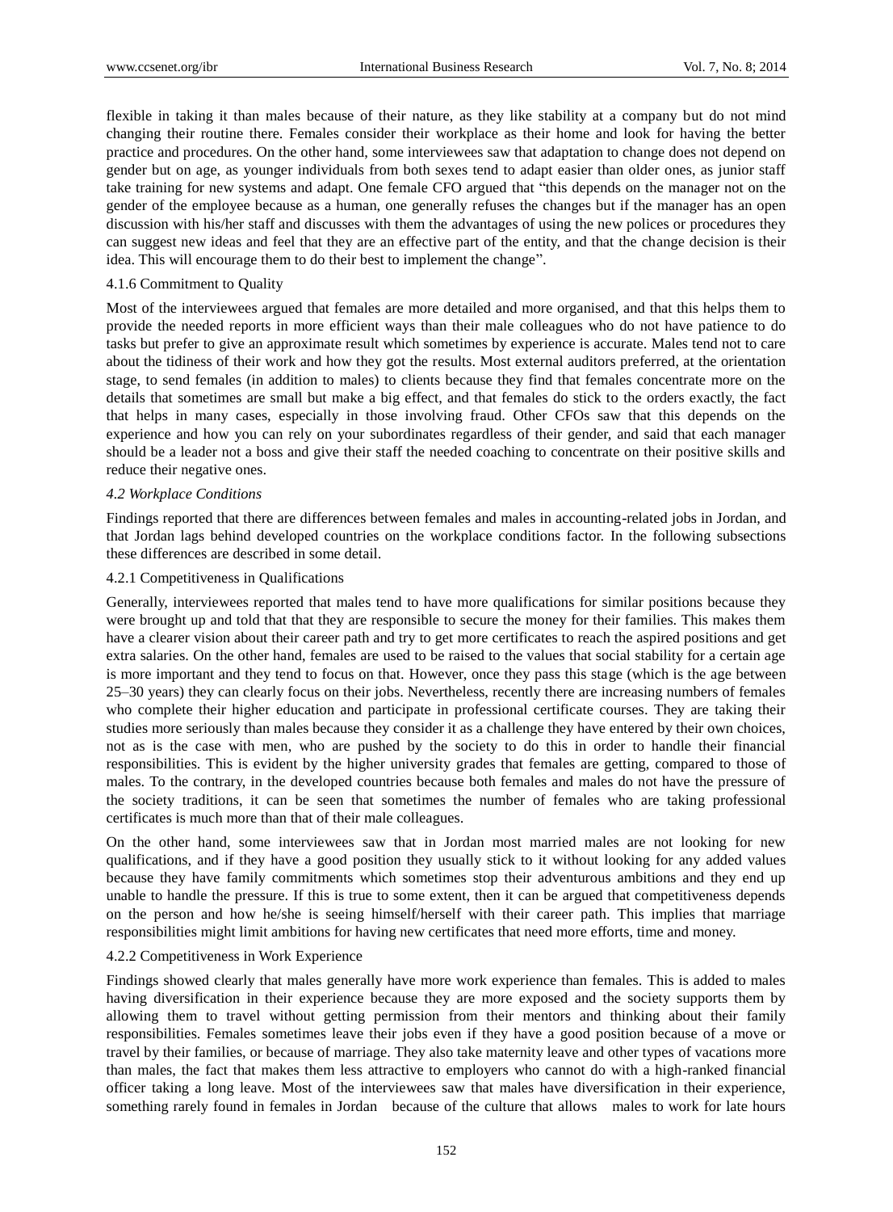flexible in taking it than males because of their nature, as they like stability at a company but do not mind changing their routine there. Females consider their workplace as their home and look for having the better practice and procedures. On the other hand, some interviewees saw that adaptation to change does not depend on gender but on age, as younger individuals from both sexes tend to adapt easier than older ones, as junior staff take training for new systems and adapt. One female CFO argued that "this depends on the manager not on the gender of the employee because as a human, one generally refuses the changes but if the manager has an open discussion with his/her staff and discusses with them the advantages of using the new polices or procedures they can suggest new ideas and feel that they are an effective part of the entity, and that the change decision is their idea. This will encourage them to do their best to implement the change".

#### 4.1.6 Commitment to Quality

Most of the interviewees argued that females are more detailed and more organised, and that this helps them to provide the needed reports in more efficient ways than their male colleagues who do not have patience to do tasks but prefer to give an approximate result which sometimes by experience is accurate. Males tend not to care about the tidiness of their work and how they got the results. Most external auditors preferred, at the orientation stage, to send females (in addition to males) to clients because they find that females concentrate more on the details that sometimes are small but make a big effect, and that females do stick to the orders exactly, the fact that helps in many cases, especially in those involving fraud. Other CFOs saw that this depends on the experience and how you can rely on your subordinates regardless of their gender, and said that each manager should be a leader not a boss and give their staff the needed coaching to concentrate on their positive skills and reduce their negative ones.

### *4.2 Workplace Conditions*

Findings reported that there are differences between females and males in accounting-related jobs in Jordan, and that Jordan lags behind developed countries on the workplace conditions factor. In the following subsections these differences are described in some detail.

#### 4.2.1 Competitiveness in Qualifications

Generally, interviewees reported that males tend to have more qualifications for similar positions because they were brought up and told that that they are responsible to secure the money for their families. This makes them have a clearer vision about their career path and try to get more certificates to reach the aspired positions and get extra salaries. On the other hand, females are used to be raised to the values that social stability for a certain age is more important and they tend to focus on that. However, once they pass this stage (which is the age between 25–30 years) they can clearly focus on their jobs. Nevertheless, recently there are increasing numbers of females who complete their higher education and participate in professional certificate courses. They are taking their studies more seriously than males because they consider it as a challenge they have entered by their own choices, not as is the case with men, who are pushed by the society to do this in order to handle their financial responsibilities. This is evident by the higher university grades that females are getting, compared to those of males. To the contrary, in the developed countries because both females and males do not have the pressure of the society traditions, it can be seen that sometimes the number of females who are taking professional certificates is much more than that of their male colleagues.

On the other hand, some interviewees saw that in Jordan most married males are not looking for new qualifications, and if they have a good position they usually stick to it without looking for any added values because they have family commitments which sometimes stop their adventurous ambitions and they end up unable to handle the pressure. If this is true to some extent, then it can be argued that competitiveness depends on the person and how he/she is seeing himself/herself with their career path. This implies that marriage responsibilities might limit ambitions for having new certificates that need more efforts, time and money.

#### 4.2.2 Competitiveness in Work Experience

Findings showed clearly that males generally have more work experience than females. This is added to males having diversification in their experience because they are more exposed and the society supports them by allowing them to travel without getting permission from their mentors and thinking about their family responsibilities. Females sometimes leave their jobs even if they have a good position because of a move or travel by their families, or because of marriage. They also take maternity leave and other types of vacations more than males, the fact that makes them less attractive to employers who cannot do with a high-ranked financial officer taking a long leave. Most of the interviewees saw that males have diversification in their experience, something rarely found in females in Jordan because of the culture that allows males to work for late hours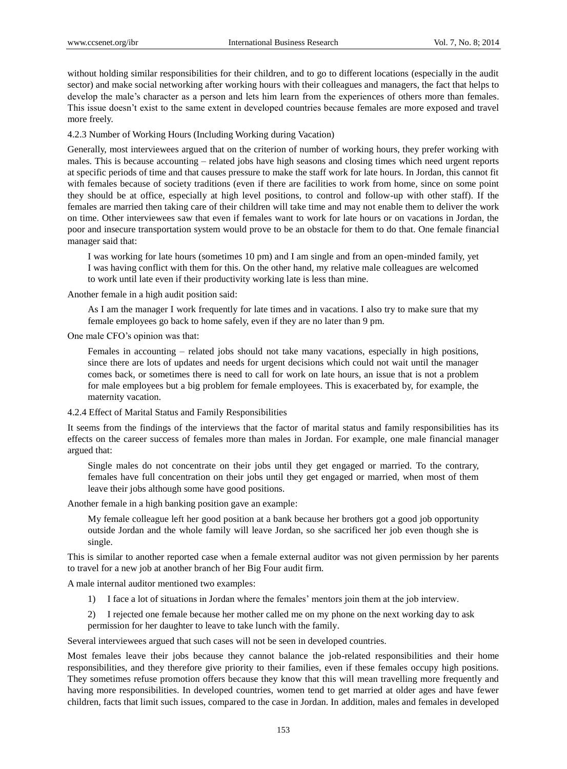without holding similar responsibilities for their children, and to go to different locations (especially in the audit sector) and make social networking after working hours with their colleagues and managers, the fact that helps to develop the male's character as a person and lets him learn from the experiences of others more than females. This issue doesn't exist to the same extent in developed countries because females are more exposed and travel more freely.

#### 4.2.3 Number of Working Hours (Including Working during Vacation)

Generally, most interviewees argued that on the criterion of number of working hours, they prefer working with males. This is because accounting – related jobs have high seasons and closing times which need urgent reports at specific periods of time and that causes pressure to make the staff work for late hours. In Jordan, this cannot fit with females because of society traditions (even if there are facilities to work from home, since on some point they should be at office, especially at high level positions, to control and follow-up with other staff). If the females are married then taking care of their children will take time and may not enable them to deliver the work on time. Other interviewees saw that even if females want to work for late hours or on vacations in Jordan, the poor and insecure transportation system would prove to be an obstacle for them to do that. One female financial manager said that:

> I was working for late hours (sometimes 10 pm) and I am single and from an open-minded family, yet I was having conflict with them for this. On the other hand, my relative male colleagues are welcomed to work until late even if their productivity working late is less than mine.

Another female in a high audit position said:

> As I am the manager I work frequently for late times and in vacations. I also try to make sure that my female employees go back to home safely, even if they are no later than 9 pm.

One male CFO's opinion was that:

> Females in accounting – related jobs should not take many vacations, especially in high positions, since there are lots of updates and needs for urgent decisions which could not wait until the manager comes back, or sometimes there is need to call for work on late hours, an issue that is not a problem for male employees but a big problem for female employees. This is exacerbated by, for example, the maternity vacation.

#### 4.2.4 Effect of Marital Status and Family Responsibilities

It seems from the findings of the interviews that the factor of marital status and family responsibilities has its effects on the career success of females more than males in Jordan. For example, one male financial manager argued that:

> Single males do not concentrate on their jobs until they get engaged or married. To the contrary, females have full concentration on their jobs until they get engaged or married, when most of them leave their jobs although some have good positions.

Another female in a high banking position gave an example:

> My female colleague left her good position at a bank because her brothers got a good job opportunity outside Jordan and the whole family will leave Jordan, so she sacrificed her job even though she is single.

This is similar to another reported case when a female external auditor was not given permission by her parents to travel for a new job at another branch of her Big Four audit firm.

A male internal auditor mentioned two examples:

1) I face a lot of situations in Jordan where the females' mentors join them at the job interview.

2) I rejected one female because her mother called me on my phone on the next working day to ask permission for her daughter to leave to take lunch with the family.

Several interviewees argued that such cases will not be seen in developed countries.

Most females leave their jobs because they cannot balance the job-related responsibilities and their home responsibilities, and they therefore give priority to their families, even if these females occupy high positions. They sometimes refuse promotion offers because they know that this will mean travelling more frequently and having more responsibilities. In developed countries, women tend to get married at older ages and have fewer children, facts that limit such issues, compared to the case in Jordan. In addition, males and females in developed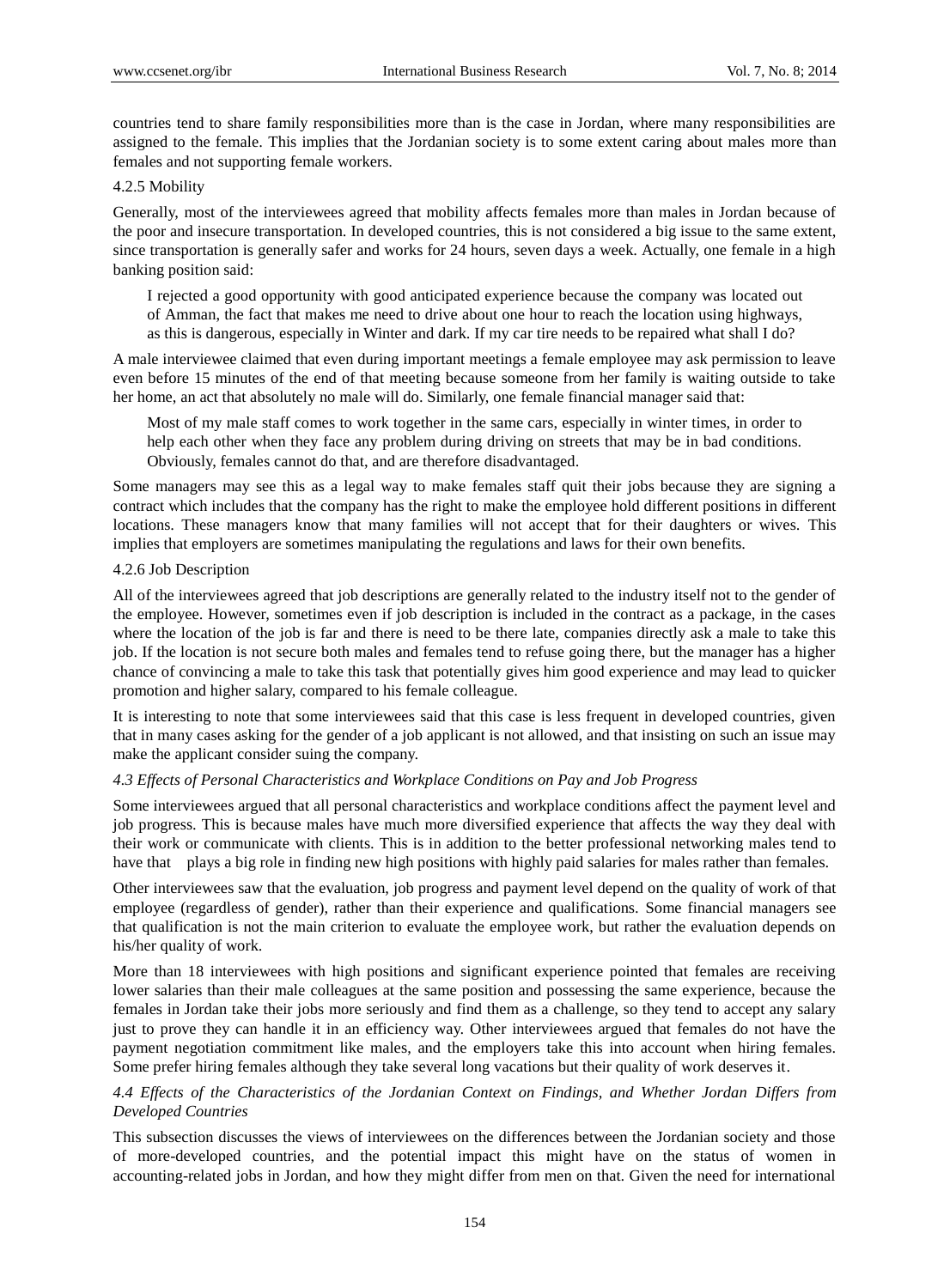countries tend to share family responsibilities more than is the case in Jordan, where many responsibilities are assigned to the female. This implies that the Jordanian society is to some extent caring about males more than females and not supporting female workers.

#### 4.2.5 Mobility

Generally, most of the interviewees agreed that mobility affects females more than males in Jordan because of the poor and insecure transportation. In developed countries, this is not considered a big issue to the same extent, since transportation is generally safer and works for 24 hours, seven days a week. Actually, one female in a high banking position said:

> I rejected a good opportunity with good anticipated experience because the company was located out of Amman, the fact that makes me need to drive about one hour to reach the location using highways, as this is dangerous, especially in Winter and dark. If my car tire needs to be repaired what shall I do?

A male interviewee claimed that even during important meetings a female employee may ask permission to leave even before 15 minutes of the end of that meeting because someone from her family is waiting outside to take her home, an act that absolutely no male will do. Similarly, one female financial manager said that:

> Most of my male staff comes to work together in the same cars, especially in winter times, in order to help each other when they face any problem during driving on streets that may be in bad conditions. Obviously, females cannot do that, and are therefore disadvantaged.

Some managers may see this as a legal way to make females staff quit their jobs because they are signing a contract which includes that the company has the right to make the employee hold different positions in different locations. These managers know that many families will not accept that for their daughters or wives. This implies that employers are sometimes manipulating the regulations and laws for their own benefits.

#### 4.2.6 Job Description

All of the interviewees agreed that job descriptions are generally related to the industry itself not to the gender of the employee. However, sometimes even if job description is included in the contract as a package, in the cases where the location of the job is far and there is need to be there late, companies directly ask a male to take this job. If the location is not secure both males and females tend to refuse going there, but the manager has a higher chance of convincing a male to take this task that potentially gives him good experience and may lead to quicker promotion and higher salary, compared to his female colleague.

It is interesting to note that some interviewees said that this case is less frequent in developed countries, given that in many cases asking for the gender of a job applicant is not allowed, and that insisting on such an issue may make the applicant consider suing the company.

### *4.3 Effects of Personal Characteristics and Workplace Conditions on Pay and Job Progress*

Some interviewees argued that all personal characteristics and workplace conditions affect the payment level and job progress. This is because males have much more diversified experience that affects the way they deal with their work or communicate with clients. This is in addition to the better professional networking males tend to have that plays a big role in finding new high positions with highly paid salaries for males rather than females.

Other interviewees saw that the evaluation, job progress and payment level depend on the quality of work of that employee (regardless of gender), rather than their experience and qualifications. Some financial managers see that qualification is not the main criterion to evaluate the employee work, but rather the evaluation depends on his/her quality of work.

More than 18 interviewees with high positions and significant experience pointed that females are receiving lower salaries than their male colleagues at the same position and possessing the same experience, because the females in Jordan take their jobs more seriously and find them as a challenge, so they tend to accept any salary just to prove they can handle it in an efficiency way. Other interviewees argued that females do not have the payment negotiation commitment like males, and the employers take this into account when hiring females. Some prefer hiring females although they take several long vacations but their quality of work deserves it.

### *4.4 Effects of the Characteristics of the Jordanian Context on Findings, and Whether Jordan Differs from Developed Countries*

This subsection discusses the views of interviewees on the differences between the Jordanian society and those of more-developed countries, and the potential impact this might have on the status of women in accounting-related jobs in Jordan, and how they might differ from men on that. Given the need for international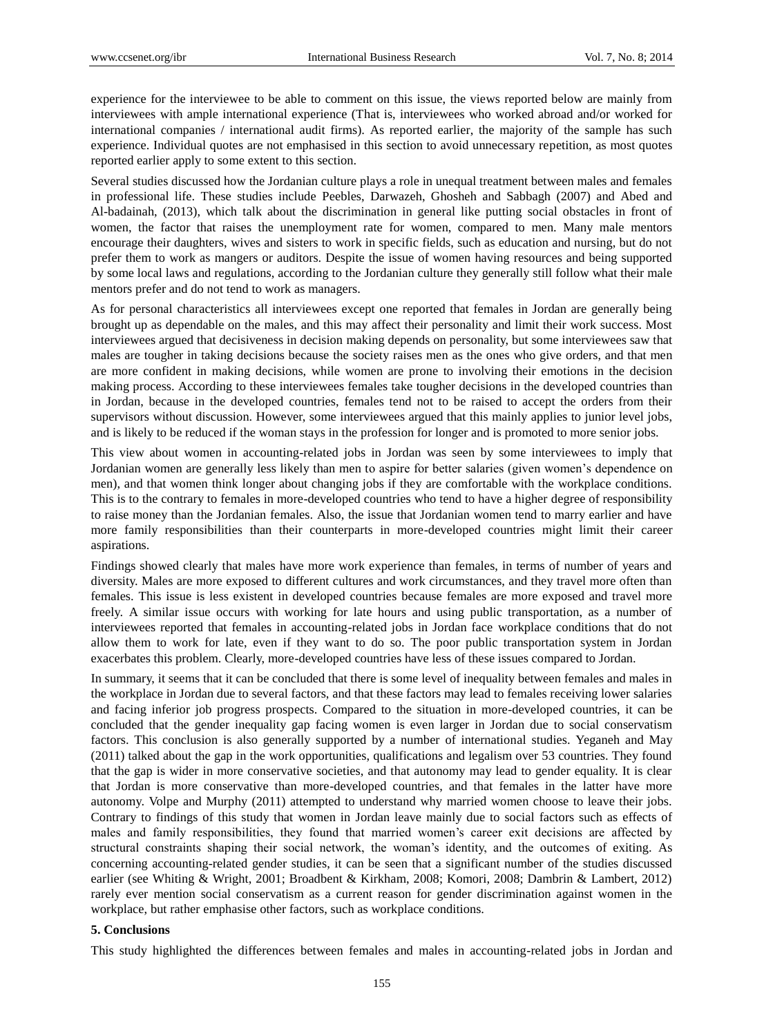experience for the interviewee to be able to comment on this issue, the views reported below are mainly from interviewees with ample international experience (That is, interviewees who worked abroad and/or worked for international companies / international audit firms). As reported earlier, the majority of the sample has such experience. Individual quotes are not emphasised in this section to avoid unnecessary repetition, as most quotes reported earlier apply to some extent to this section.

Several studies discussed how the Jordanian culture plays a role in unequal treatment between males and females in professional life. These studies include Peebles, Darwazeh, Ghosheh and Sabbagh (2007) and Abed and Al-badainah, (2013), which talk about the discrimination in general like putting social obstacles in front of women, the factor that raises the unemployment rate for women, compared to men. Many male mentors encourage their daughters, wives and sisters to work in specific fields, such as education and nursing, but do not prefer them to work as mangers or auditors. Despite the issue of women having resources and being supported by some local laws and regulations, according to the Jordanian culture they generally still follow what their male mentors prefer and do not tend to work as managers.

As for personal characteristics all interviewees except one reported that females in Jordan are generally being brought up as dependable on the males, and this may affect their personality and limit their work success. Most interviewees argued that decisiveness in decision making depends on personality, but some interviewees saw that males are tougher in taking decisions because the society raises men as the ones who give orders, and that men are more confident in making decisions, while women are prone to involving their emotions in the decision making process. According to these interviewees females take tougher decisions in the developed countries than in Jordan, because in the developed countries, females tend not to be raised to accept the orders from their supervisors without discussion. However, some interviewees argued that this mainly applies to junior level jobs, and is likely to be reduced if the woman stays in the profession for longer and is promoted to more senior jobs.

This view about women in accounting-related jobs in Jordan was seen by some interviewees to imply that Jordanian women are generally less likely than men to aspire for better salaries (given women's dependence on men), and that women think longer about changing jobs if they are comfortable with the workplace conditions. This is to the contrary to females in more-developed countries who tend to have a higher degree of responsibility to raise money than the Jordanian females. Also, the issue that Jordanian women tend to marry earlier and have more family responsibilities than their counterparts in more-developed countries might limit their career aspirations.

Findings showed clearly that males have more work experience than females, in terms of number of years and diversity. Males are more exposed to different cultures and work circumstances, and they travel more often than females. This issue is less existent in developed countries because females are more exposed and travel more freely. A similar issue occurs with working for late hours and using public transportation, as a number of interviewees reported that females in accounting-related jobs in Jordan face workplace conditions that do not allow them to work for late, even if they want to do so. The poor public transportation system in Jordan exacerbates this problem. Clearly, more-developed countries have less of these issues compared to Jordan.

In summary, it seems that it can be concluded that there is some level of inequality between females and males in the workplace in Jordan due to several factors, and that these factors may lead to females receiving lower salaries and facing inferior job progress prospects. Compared to the situation in more-developed countries, it can be concluded that the gender inequality gap facing women is even larger in Jordan due to social conservatism factors. This conclusion is also generally supported by a number of international studies. Yeganeh and May (2011) talked about the gap in the work opportunities, qualifications and legalism over 53 countries. They found that the gap is wider in more conservative societies, and that autonomy may lead to gender equality. It is clear that Jordan is more conservative than more-developed countries, and that females in the latter have more autonomy. Volpe and Murphy (2011) attempted to understand why married women choose to leave their jobs. Contrary to findings of this study that women in Jordan leave mainly due to social factors such as effects of males and family responsibilities, they found that married women's career exit decisions are affected by structural constraints shaping their social network, the woman's identity, and the outcomes of exiting. As concerning accounting-related gender studies, it can be seen that a significant number of the studies discussed earlier (see Whiting & Wright, 2001; Broadbent & Kirkham, 2008; Komori, 2008; Dambrin & Lambert, 2012) rarely ever mention social conservatism as a current reason for gender discrimination against women in the workplace, but rather emphasise other factors, such as workplace conditions.

## 5. Conclusions

This study highlighted the differences between females and males in accounting-related jobs in Jordan and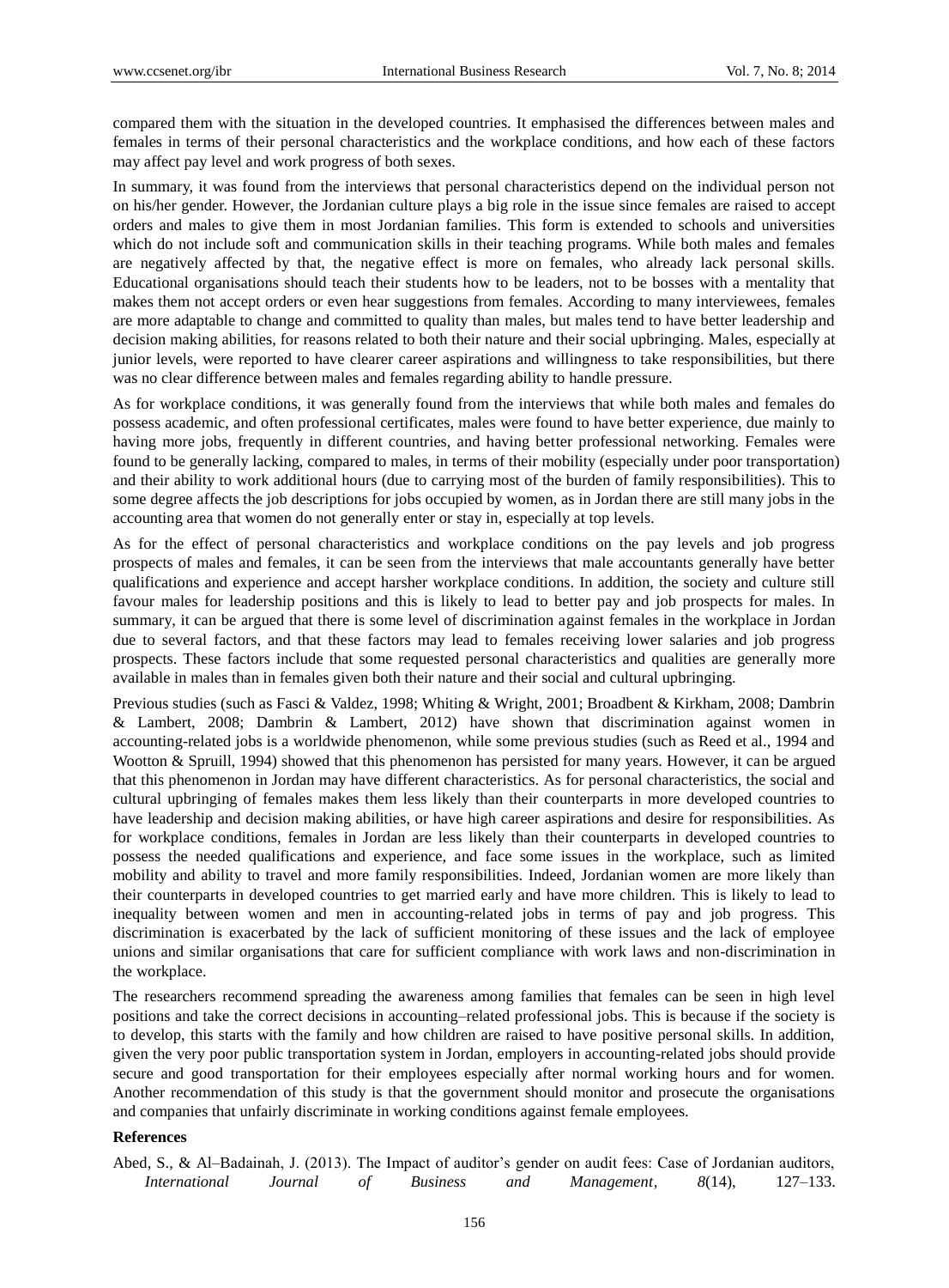compared them with the situation in the developed countries. It emphasised the differences between males and females in terms of their personal characteristics and the workplace conditions, and how each of these factors may affect pay level and work progress of both sexes.

In summary, it was found from the interviews that personal characteristics depend on the individual person not on his/her gender. However, the Jordanian culture plays a big role in the issue since females are raised to accept orders and males to give them in most Jordanian families. This form is extended to schools and universities which do not include soft and communication skills in their teaching programs. While both males and females are negatively affected by that, the negative effect is more on females, who already lack personal skills. Educational organisations should teach their students how to be leaders, not to be bosses with a mentality that makes them not accept orders or even hear suggestions from females. According to many interviewees, females are more adaptable to change and committed to quality than males, but males tend to have better leadership and decision making abilities, for reasons related to both their nature and their social upbringing. Males, especially at junior levels, were reported to have clearer career aspirations and willingness to take responsibilities, but there was no clear difference between males and females regarding ability to handle pressure.

As for workplace conditions, it was generally found from the interviews that while both males and females do possess academic, and often professional certificates, males were found to have better experience, due mainly to having more jobs, frequently in different countries, and having better professional networking. Females were found to be generally lacking, compared to males, in terms of their mobility (especially under poor transportation) and their ability to work additional hours (due to carrying most of the burden of family responsibilities). This to some degree affects the job descriptions for jobs occupied by women, as in Jordan there are still many jobs in the accounting area that women do not generally enter or stay in, especially at top levels.

As for the effect of personal characteristics and workplace conditions on the pay levels and job progress prospects of males and females, it can be seen from the interviews that male accountants generally have better qualifications and experience and accept harsher workplace conditions. In addition, the society and culture still favour males for leadership positions and this is likely to lead to better pay and job prospects for males. In summary, it can be argued that there is some level of discrimination against females in the workplace in Jordan due to several factors, and that these factors may lead to females receiving lower salaries and job progress prospects. These factors include that some requested personal characteristics and qualities are generally more available in males than in females given both their nature and their social and cultural upbringing.

Previous studies (such as Fasci & Valdez, 1998; Whiting & Wright, 2001; Broadbent & Kirkham, 2008; Dambrin & Lambert, 2008; Dambrin & Lambert, 2012) have shown that discrimination against women in accounting-related jobs is a worldwide phenomenon, while some previous studies (such as Reed et al., 1994 and Wootton & Spruill, 1994) showed that this phenomenon has persisted for many years. However, it can be argued that this phenomenon in Jordan may have different characteristics. As for personal characteristics, the social and cultural upbringing of females makes them less likely than their counterparts in more developed countries to have leadership and decision making abilities, or have high career aspirations and desire for responsibilities. As for workplace conditions, females in Jordan are less likely than their counterparts in developed countries to possess the needed qualifications and experience, and face some issues in the workplace, such as limited mobility and ability to travel and more family responsibilities. Indeed, Jordanian women are more likely than their counterparts in developed countries to get married early and have more children. This is likely to lead to inequality between women and men in accounting-related jobs in terms of pay and job progress. This discrimination is exacerbated by the lack of sufficient monitoring of these issues and the lack of employee unions and similar organisations that care for sufficient compliance with work laws and non-discrimination in the workplace.

The researchers recommend spreading the awareness among families that females can be seen in high level positions and take the correct decisions in accounting–related professional jobs. This is because if the society is to develop, this starts with the family and how children are raised to have positive personal skills. In addition, given the very poor public transportation system in Jordan, employers in accounting-related jobs should provide secure and good transportation for their employees especially after normal working hours and for women. Another recommendation of this study is that the government should monitor and prosecute the organisations and companies that unfairly discriminate in working conditions against female employees.

## References

Abed, S., & Al–Badainah, J. (2013). The Impact of auditor's gender on audit fees: Case of Jordanian auditors, *International Journal of Business and Management, 8*(14), 127–133.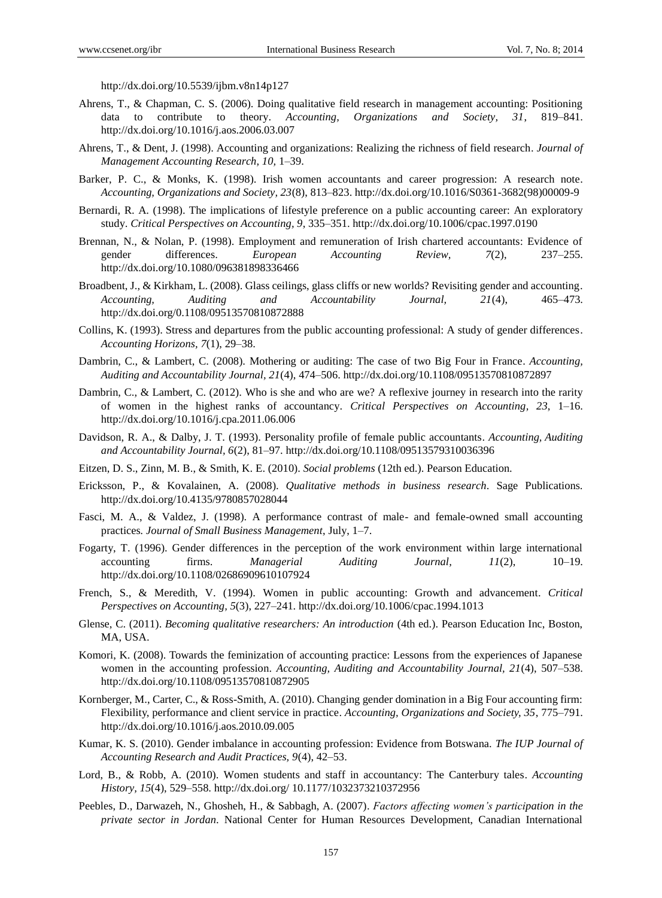http://dx.doi.org/10.5539/ijbm.v8n14p127

Ahrens, T., & Chapman, C. S. (2006). Doing qualitative field research in management accounting: Positioning data to contribute to theory. *Accounting, Organizations and Society, 31*, 819–841. http://dx.doi.org/10.1016/j.aos.2006.03.007

Ahrens, T., & Dent, J. (1998). Accounting and organizations: Realizing the richness of field research. *Journal of Management Accounting Research, 10*, 1–39.

Barker, P. C., & Monks, K. (1998). Irish women accountants and career progression: A research note. *Accounting, Organizations and Society, 23*(8), 813–823. http://dx.doi.org/10.1016/S0361-3682(98)00009-9

Bernardi, R. A. (1998). The implications of lifestyle preference on a public accounting career: An exploratory study. *Critical Perspectives on Accounting, 9*, 335–351. http://dx.doi.org/10.1006/cpac.1997.0190

Brennan, N., & Nolan, P. (1998). Employment and remuneration of Irish chartered accountants: Evidence of gender differences. *European Accounting Review, 7*(2), 237–255. http://dx.doi.org/10.1080/096381898336466

Broadbent, J., & Kirkham, L. (2008). Glass ceilings, glass cliffs or new worlds? Revisiting gender and accounting. *Accounting, Auditing and Accountability Journal, 21*(4), 465–473. http://dx.doi.org/0.1108/09513570810872888

Collins, K. (1993). Stress and departures from the public accounting professional: A study of gender differences. *Accounting Horizons, 7*(1), 29–38.

Dambrin, C., & Lambert, C. (2008). Mothering or auditing: The case of two Big Four in France. *Accounting, Auditing and Accountability Journal, 21*(4), 474–506. http://dx.doi.org/10.1108/09513570810872897

Dambrin, C., & Lambert, C. (2012). Who is she and who are we? A reflexive journey in research into the rarity of women in the highest ranks of accountancy. *Critical Perspectives on Accounting, 23*, 1–16. http://dx.doi.org/10.1016/j.cpa.2011.06.006

Davidson, R. A., & Dalby, J. T. (1993). Personality profile of female public accountants. *Accounting, Auditing and Accountability Journal, 6*(2), 81–97. http://dx.doi.org/10.1108/09513579310036396

Eitzen, D. S., Zinn, M. B., & Smith, K. E. (2010). *Social problems* (12th ed.). Pearson Education.

Ericksson, P., & Kovalainen, A. (2008). *Qualitative methods in business research*. Sage Publications. http://dx.doi.org/10.4135/9780857028044

Fasci, M. A., & Valdez, J. (1998). A performance contrast of male- and female-owned small accounting practices. *Journal of Small Business Management*, July, 1–7.

Fogarty, T. (1996). Gender differences in the perception of the work environment within large international accounting firms. *Managerial Auditing Journal, 11*(2), 10–19. http://dx.doi.org/10.1108/02686909610107924

French, S., & Meredith, V. (1994). Women in public accounting: Growth and advancement. *Critical Perspectives on Accounting, 5*(3), 227–241. http://dx.doi.org/10.1006/cpac.1994.1013

Glense, C. (2011). *Becoming qualitative researchers: An introduction* (4th ed.). Pearson Education Inc, Boston, MA, USA.

Komori, K. (2008). Towards the feminization of accounting practice: Lessons from the experiences of Japanese women in the accounting profession. *Accounting, Auditing and Accountability Journal, 21*(4), 507–538. http://dx.doi.org/10.1108/09513570810872905

Kornberger, M., Carter, C., & Ross-Smith, A. (2010). Changing gender domination in a Big Four accounting firm: Flexibility, performance and client service in practice. *Accounting, Organizations and Society, 35*, 775–791. http://dx.doi.org/10.1016/j.aos.2010.09.005

Kumar, K. S. (2010). Gender imbalance in accounting profession: Evidence from Botswana. *The IUP Journal of Accounting Research and Audit Practices, 9*(4), 42–53.

Lord, B., & Robb, A. (2010). Women students and staff in accountancy: The Canterbury tales. *Accounting History, 15*(4), 529–558. http://dx.doi.org/ 10.1177/1032373210372956

Peebles, D., Darwazeh, N., Ghosheh, H., & Sabbagh, A. (2007). *Factors affecting women's participation in the private sector in Jordan*. National Center for Human Resources Development, Canadian International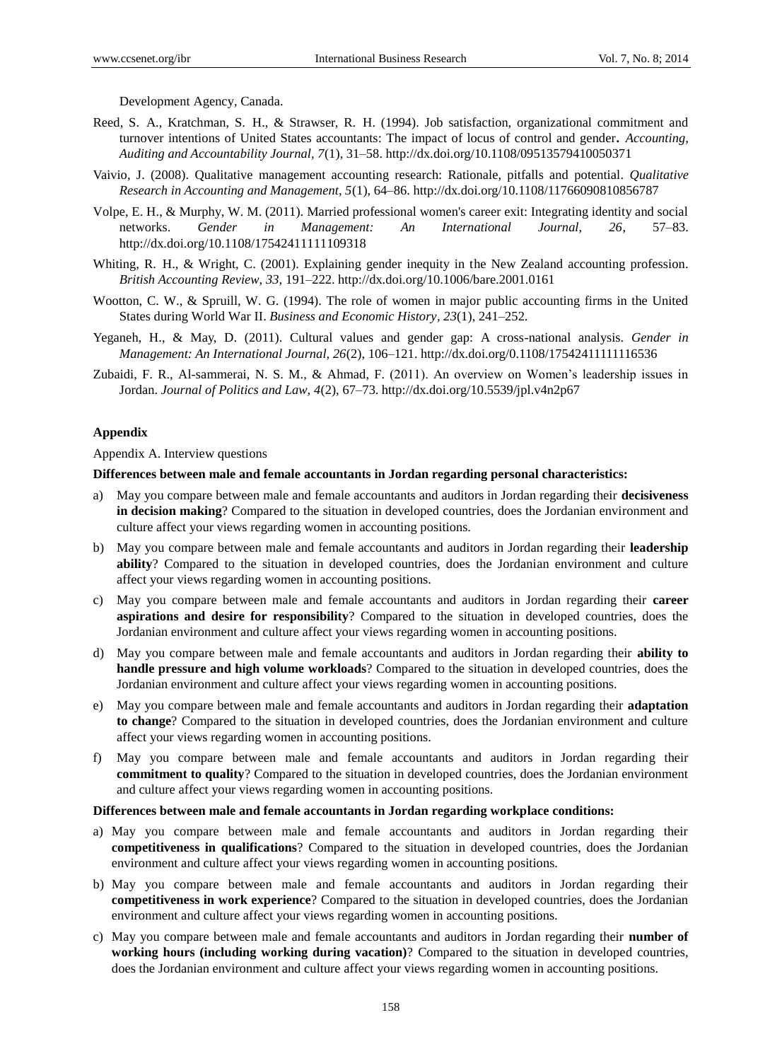Development Agency, Canada.

Reed, S. A., Kratchman, S. H., & Strawser, R. H. (1994). Job satisfaction, organizational commitment and turnover intentions of United States accountants: The impact of locus of control and gender**.** *Accounting, Auditing and Accountability Journal*, *7*(1), 31–58. http://dx.doi.org/10.1108/09513579410050371

Vaivio, J. (2008). Qualitative management accounting research: Rationale, pitfalls and potential. *Qualitative Research in Accounting and Management*, *5*(1), 64–86. http://dx.doi.org/10.1108/11766090810856787

Volpe, E. H., & Murphy, W. M. (2011). Married professional women's career exit: Integrating identity and social networks. *Gender in Management: An International Journal, 26*, 57–83. http://dx.doi.org/10.1108/17542411111109318

Whiting, R. H., & Wright, C. (2001). Explaining gender inequity in the New Zealand accounting profession. *British Accounting Review*, *33*, 191–222. http://dx.doi.org/10.1006/bare.2001.0161

Wootton, C. W., & Spruill, W. G. (1994). The role of women in major public accounting firms in the United States during World War II. *Business and Economic History*, *23*(1), 241–252.

Yeganeh, H., & May, D. (2011). Cultural values and gender gap: A cross-national analysis. *Gender in Management: An International Journal, 26*(2), 106–121. http://dx.doi.org/0.1108/17542411111116536

Zubaidi, F. R., Al-sammerai, N. S. M., & Ahmad, F. (2011). An overview on Women's leadership issues in Jordan. *Journal of Politics and Law*, *4*(2), 67–73. http://dx.doi.org/10.5539/jpl.v4n2p67

## Appendix

Appendix A. Interview questions

**Differences between male and female accountants in Jordan regarding personal characteristics:**

a) May you compare between male and female accountants and auditors in Jordan regarding their **decisiveness in decision making**? Compared to the situation in developed countries, does the Jordanian environment and culture affect your views regarding women in accounting positions.

b) May you compare between male and female accountants and auditors in Jordan regarding their **leadership ability**? Compared to the situation in developed countries, does the Jordanian environment and culture affect your views regarding women in accounting positions.

c) May you compare between male and female accountants and auditors in Jordan regarding their **career aspirations and desire for responsibility**? Compared to the situation in developed countries, does the Jordanian environment and culture affect your views regarding women in accounting positions.

d) May you compare between male and female accountants and auditors in Jordan regarding their **ability to handle pressure and high volume workloads**? Compared to the situation in developed countries, does the Jordanian environment and culture affect your views regarding women in accounting positions.

e) May you compare between male and female accountants and auditors in Jordan regarding their **adaptation to change**? Compared to the situation in developed countries, does the Jordanian environment and culture affect your views regarding women in accounting positions.

f) May you compare between male and female accountants and auditors in Jordan regarding their **commitment to quality**? Compared to the situation in developed countries, does the Jordanian environment and culture affect your views regarding women in accounting positions.

**Differences between male and female accountants in Jordan regarding workplace conditions:**

a) May you compare between male and female accountants and auditors in Jordan regarding their **competitiveness in qualifications**? Compared to the situation in developed countries, does the Jordanian environment and culture affect your views regarding women in accounting positions.

b) May you compare between male and female accountants and auditors in Jordan regarding their **competitiveness in work experience**? Compared to the situation in developed countries, does the Jordanian environment and culture affect your views regarding women in accounting positions.

c) May you compare between male and female accountants and auditors in Jordan regarding their **number of working hours (including working during vacation)**? Compared to the situation in developed countries, does the Jordanian environment and culture affect your views regarding women in accounting positions.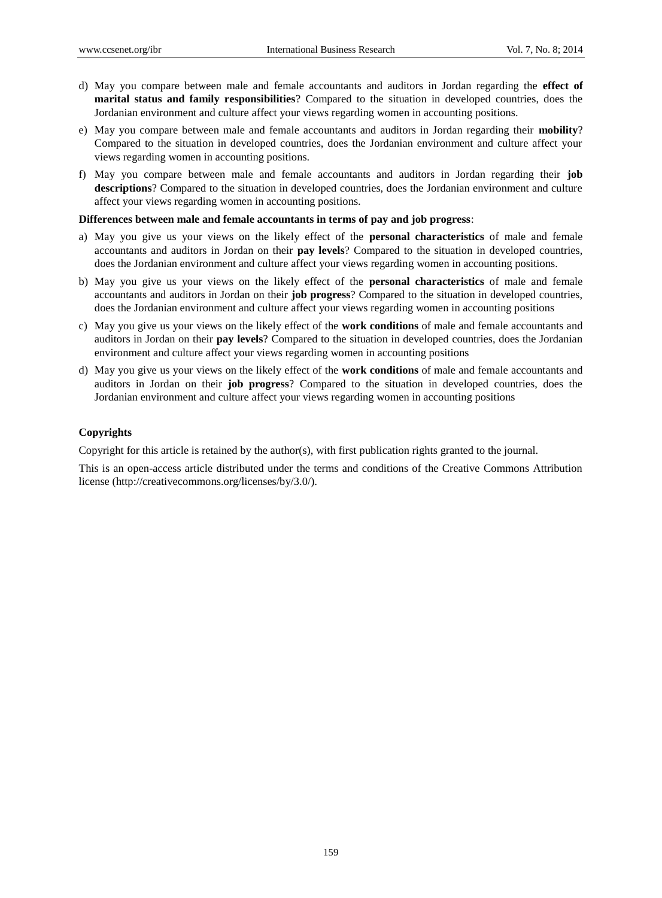d) May you compare between male and female accountants and auditors in Jordan regarding the **effect of marital status and family responsibilities**? Compared to the situation in developed countries, does the Jordanian environment and culture affect your views regarding women in accounting positions.

e) May you compare between male and female accountants and auditors in Jordan regarding their **mobility**? Compared to the situation in developed countries, does the Jordanian environment and culture affect your views regarding women in accounting positions.

f) May you compare between male and female accountants and auditors in Jordan regarding their **job descriptions**? Compared to the situation in developed countries, does the Jordanian environment and culture affect your views regarding women in accounting positions.

**Differences between male and female accountants in terms of pay and job progress**:

a) May you give us your views on the likely effect of the **personal characteristics** of male and female accountants and auditors in Jordan on their **pay levels**? Compared to the situation in developed countries, does the Jordanian environment and culture affect your views regarding women in accounting positions.

b) May you give us your views on the likely effect of the **personal characteristics** of male and female accountants and auditors in Jordan on their **job progress**? Compared to the situation in developed countries, does the Jordanian environment and culture affect your views regarding women in accounting positions

c) May you give us your views on the likely effect of the **work conditions** of male and female accountants and auditors in Jordan on their **pay levels**? Compared to the situation in developed countries, does the Jordanian environment and culture affect your views regarding women in accounting positions

d) May you give us your views on the likely effect of the **work conditions** of male and female accountants and auditors in Jordan on their **job progress**? Compared to the situation in developed countries, does the Jordanian environment and culture affect your views regarding women in accounting positions

## Copyrights

Copyright for this article is retained by the author(s), with first publication rights granted to the journal.

This is an open-access article distributed under the terms and conditions of the Creative Commons Attribution license (http://creativecommons.org/licenses/by/3.0/).